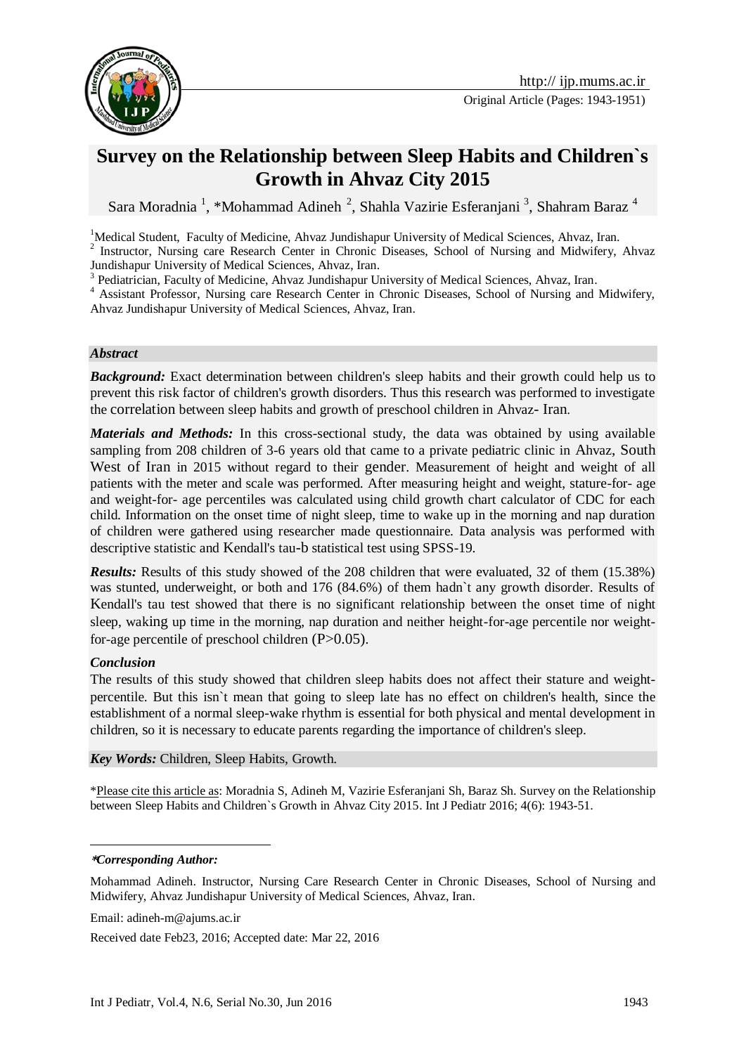Original Article (Pages: 1943-1951)

# Survey on the Relationship between Sleep Habits and Children`s Growth in Ahvaz City 2015

Sara Moradnia [1], *Mohammad Adineh [2], Shahla Vazirie Esferanjani [3], Shahram Baraz [4]

[1]Medical Student, Faculty of Medicine, Ahvaz Jundishapur University of Medical Sciences, Ahvaz, Iran.
[2] Instructor, Nursing care Research Center in Chronic Diseases, School of Nursing and Midwifery, Ahvaz Jundishapur University of Medical Sciences, Ahvaz, Iran.
[3] Pediatrician, Faculty of Medicine, Ahvaz Jundishapur University of Medical Sciences, Ahvaz, Iran.
[4] Assistant Professor, Nursing care Research Center in Chronic Diseases, School of Nursing and Midwifery, Ahvaz Jundishapur University of Medical Sciences, Ahvaz, Iran.

### *Abstract*

***Background:*** Exact determination between children's sleep habits and their growth could help us to prevent this risk factor of children's growth disorders. Thus this research was performed to investigate the correlation between sleep habits and growth of preschool children in Ahvaz- Iran.

***Materials and Methods:*** In this cross-sectional study, the data was obtained by using available sampling from 208 children of 3-6 years old that came to a private pediatric clinic in Ahvaz, South West of Iran in 2015 without regard to their gender. Measurement of height and weight of all patients with the meter and scale was performed. After measuring height and weight, stature-for- age and weight-for- age percentiles was calculated using child growth chart calculator of CDC for each child. Information on the onset time of night sleep, time to wake up in the morning and nap duration of children were gathered using researcher made questionnaire. Data analysis was performed with descriptive statistic and Kendall's tau-b statistical test using SPSS-19.

***Results:*** Results of this study showed of the 208 children that were evaluated, 32 of them (15.38%) was stunted, underweight, or both and 176 (84.6%) of them hadn`t any growth disorder. Results of Kendall's tau test showed that there is no significant relationship between the onset time of night sleep, waking up time in the morning, nap duration and neither height-for-age percentile nor weight-for-age percentile of preschool children ($P>0.05$).

### *Conclusion*

The results of this study showed that children sleep habits does not affect their stature and weight-percentile. But this isn`t mean that going to sleep late has no effect on children's health, since the establishment of a normal sleep-wake rhythm is essential for both physical and mental development in children, so it is necessary to educate parents regarding the importance of children's sleep.

***Key Words:*** Children, Sleep Habits, Growth.

*Please cite this article as: Moradnia S, Adineh M, Vazirie Esferanjani Sh, Baraz Sh. Survey on the Relationship between Sleep Habits and Children`s Growth in Ahvaz City 2015. Int J Pediatr 2016; 4(6): 1943-51.

***Corresponding Author:***

Mohammad Adineh. Instructor, Nursing Care Research Center in Chronic Diseases, School of Nursing and Midwifery, Ahvaz Jundishapur University of Medical Sciences, Ahvaz, Iran.

Email: adineh-m@ajums.ac.ir

Received date Feb23, 2016; Accepted date: Mar 22, 2016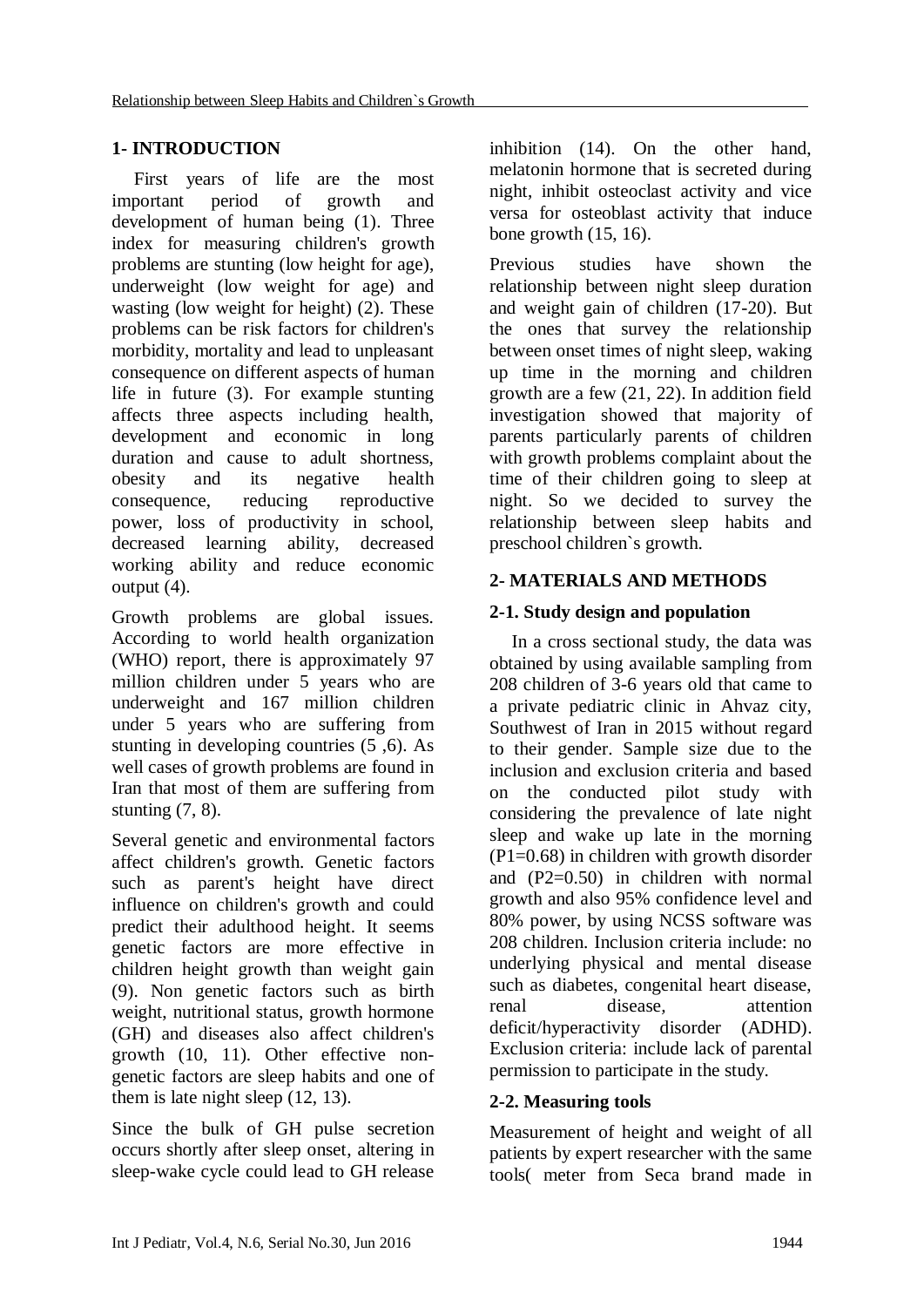## 1- INTRODUCTION

First years of life are the most important period of growth and development of human being (1). Three index for measuring children's growth problems are stunting (low height for age), underweight (low weight for age) and wasting (low weight for height) (2). These problems can be risk factors for children's morbidity, mortality and lead to unpleasant consequence on different aspects of human life in future (3). For example stunting affects three aspects including health, development and economic in long duration and cause to adult shortness, obesity and its negative health consequence, reducing reproductive power, loss of productivity in school, decreased learning ability, decreased working ability and reduce economic output (4).

Growth problems are global issues. According to world health organization (WHO) report, there is approximately 97 million children under 5 years who are underweight and 167 million children under 5 years who are suffering from stunting in developing countries (5 ,6). As well cases of growth problems are found in Iran that most of them are suffering from stunting (7, 8).

Several genetic and environmental factors affect children's growth. Genetic factors such as parent's height have direct influence on children's growth and could predict their adulthood height. It seems genetic factors are more effective in children height growth than weight gain (9). Non genetic factors such as birth weight, nutritional status, growth hormone (GH) and diseases also affect children's growth (10, 11). Other effective non-genetic factors are sleep habits and one of them is late night sleep (12, 13).

Since the bulk of GH pulse secretion occurs shortly after sleep onset, altering in sleep-wake cycle could lead to GH release inhibition (14). On the other hand, melatonin hormone that is secreted during night, inhibit osteoclast activity and vice versa for osteoblast activity that induce bone growth (15, 16).

Previous studies have shown the relationship between night sleep duration and weight gain of children (17-20). But the ones that survey the relationship between onset times of night sleep, waking up time in the morning and children growth are a few (21, 22). In addition field investigation showed that majority of parents particularly parents of children with growth problems complaint about the time of their children going to sleep at night. So we decided to survey the relationship between sleep habits and preschool children`s growth.

## 2- MATERIALS AND METHODS

### 2-1. Study design and population

In a cross sectional study, the data was obtained by using available sampling from 208 children of 3-6 years old that came to a private pediatric clinic in Ahvaz city, Southwest of Iran in 2015 without regard to their gender. Sample size due to the inclusion and exclusion criteria and based on the conducted pilot study with considering the prevalence of late night sleep and wake up late in the morning (P1=0.68) in children with growth disorder and (P2=0.50) in children with normal growth and also 95% confidence level and 80% power, by using NCSS software was 208 children. Inclusion criteria include: no underlying physical and mental disease such as diabetes, congenital heart disease, renal disease, attention deficit/hyperactivity disorder (ADHD). Exclusion criteria: include lack of parental permission to participate in the study.

### 2-2. Measuring tools

Measurement of height and weight of all patients by expert researcher with the same tools( meter from Seca brand made in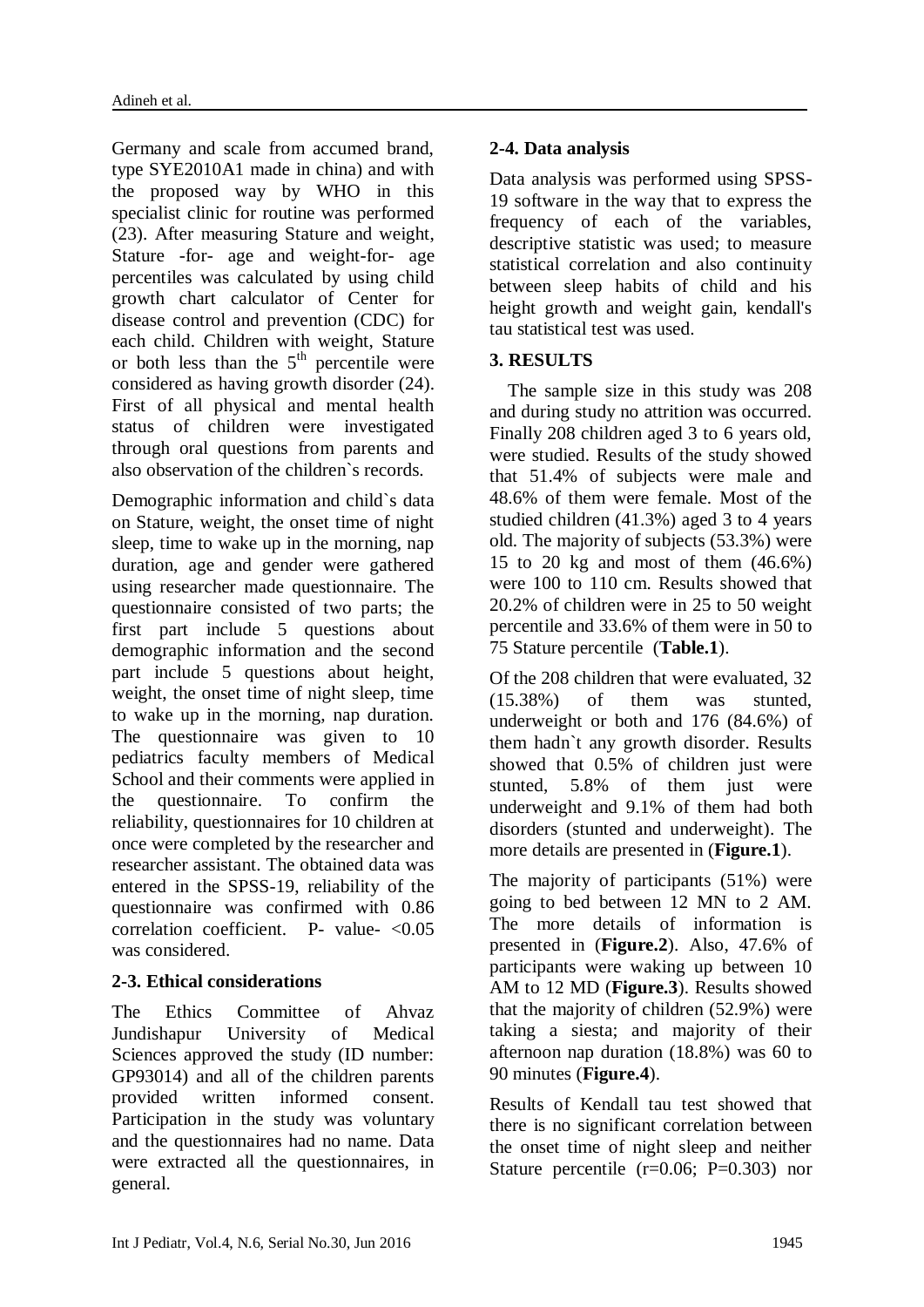Germany and scale from accumed brand, type SYE2010A1 made in china) and with the proposed way by WHO in this specialist clinic for routine was performed (23). After measuring Stature and weight, Stature -for- age and weight-for- age percentiles was calculated by using child growth chart calculator of Center for disease control and prevention (CDC) for each child. Children with weight, Stature or both less than the $5^{th}$ percentile were considered as having growth disorder (24). First of all physical and mental health status of children were investigated through oral questions from parents and also observation of the children`s records.

Demographic information and child`s data on Stature, weight, the onset time of night sleep, time to wake up in the morning, nap duration, age and gender were gathered using researcher made questionnaire. The questionnaire consisted of two parts; the first part include 5 questions about demographic information and the second part include 5 questions about height, weight, the onset time of night sleep, time to wake up in the morning, nap duration. The questionnaire was given to 10 pediatrics faculty members of Medical School and their comments were applied in the questionnaire. To confirm the reliability, questionnaires for 10 children at once were completed by the researcher and researcher assistant. The obtained data was entered in the SPSS-19, reliability of the questionnaire was confirmed with 0.86 correlation coefficient. P- value- <0.05 was considered.

### 2-3. Ethical considerations

The Ethics Committee of Ahvaz Jundishapur University of Medical Sciences approved the study (ID number: GP93014) and all of the children parents provided written informed consent. Participation in the study was voluntary and the questionnaires had no name. Data were extracted all the questionnaires, in general.

### 2-4. Data analysis

Data analysis was performed using SPSS-19 software in the way that to express the frequency of each of the variables, descriptive statistic was used; to measure statistical correlation and also continuity between sleep habits of child and his height growth and weight gain, kendall's tau statistical test was used.

## 3. RESULTS

The sample size in this study was 208 and during study no attrition was occurred. Finally 208 children aged 3 to 6 years old, were studied. Results of the study showed that 51.4% of subjects were male and 48.6% of them were female. Most of the studied children (41.3%) aged 3 to 4 years old. The majority of subjects (53.3%) were 15 to 20 kg and most of them (46.6%) were 100 to 110 cm. Results showed that 20.2% of children were in 25 to 50 weight percentile and 33.6% of them were in 50 to 75 Stature percentile (**Table.1**).

Of the 208 children that were evaluated, 32 (15.38%) of them was stunted, underweight or both and 176 (84.6%) of them hadn`t any growth disorder. Results showed that 0.5% of children just were stunted, 5.8% of them just were underweight and 9.1% of them had both disorders (stunted and underweight). The more details are presented in (**Figure.1**).

The majority of participants (51%) were going to bed between 12 MN to 2 AM. The more details of information is presented in (**Figure.2**). Also, 47.6% of participants were waking up between 10 AM to 12 MD (**Figure.3**). Results showed that the majority of children (52.9%) were taking a siesta; and majority of their afternoon nap duration (18.8%) was 60 to 90 minutes (**Figure.4**).

Results of Kendall tau test showed that there is no significant correlation between the onset time of night sleep and neither Stature percentile (r=0.06; P=0.303) nor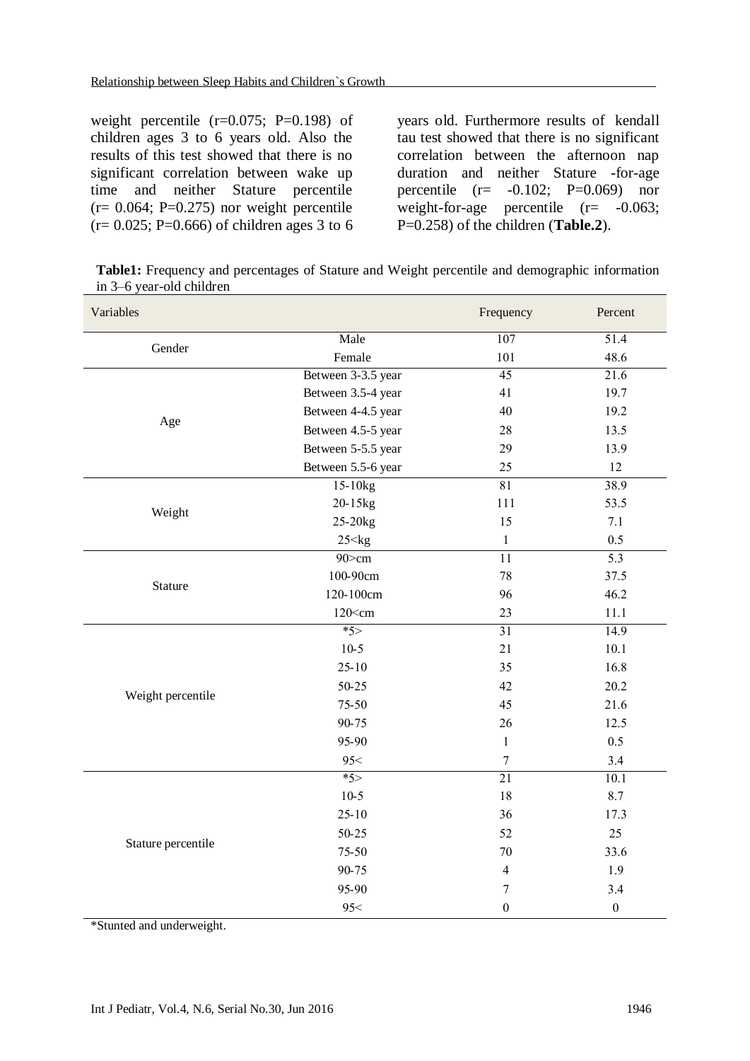weight percentile (r=0.075; P=0.198) of children ages 3 to 6 years old. Also the results of this test showed that there is no significant correlation between wake up time and neither Stature percentile (r= 0.064; P=0.275) nor weight percentile (r= 0.025; P=0.666) of children ages 3 to 6 years old. Furthermore results of kendall tau test showed that there is no significant correlation between the afternoon nap duration and neither Stature -for-age percentile (r= -0.102; P=0.069) nor weight-for-age percentile (r= -0.063; P=0.258) of the children (**Table.2**).

**Table1:** Frequency and percentages of Stature and Weight percentile and demographic information in 3–6 year-old children

| Variables | | Frequency | Percent |
|---|---|---|---|
| Gender | Male | 107 | 51.4 |
| | Female | 101 | 48.6 |
| Age | Between 3-3.5 year | 45 | 21.6 |
| | Between 3.5-4 year | 41 | 19.7 |
| | Between 4-4.5 year | 40 | 19.2 |
| | Between 4.5-5 year | 28 | 13.5 |
| | Between 5-5.5 year | 29 | 13.9 |
| | Between 5.5-6 year | 25 | 12 |
| Weight | 15-10kg | 81 | 38.9 |
| | 20-15kg | 111 | 53.5 |
| | 25-20kg | 15 | 7.1 |
| | 25<kg | 1 | 0.5 |
| Stature | 90>cm | 11 | 5.3 |
| | 100-90cm | 78 | 37.5 |
| | 120-100cm | 96 | 46.2 |
| | 120<cm | 23 | 11.1 |
| Weight percentile | *5> | 31 | 14.9 |
| | 10-5 | 21 | 10.1 |
| | 25-10 | 35 | 16.8 |
| | 50-25 | 42 | 20.2 |
| | 75-50 | 45 | 21.6 |
| | 90-75 | 26 | 12.5 |
| | 95-90 | 1 | 0.5 |
| | 95< | 7 | 3.4 |
| Stature percentile | *5> | 21 | 10.1 |
| | 10-5 | 18 | 8.7 |
| | 25-10 | 36 | 17.3 |
| | 50-25 | 52 | 25 |
| | 75-50 | 70 | 33.6 |
| | 90-75 | 4 | 1.9 |
| | 95-90 | 7 | 3.4 |
| | 95< | 0 | 0 |

*Stunted and underweight.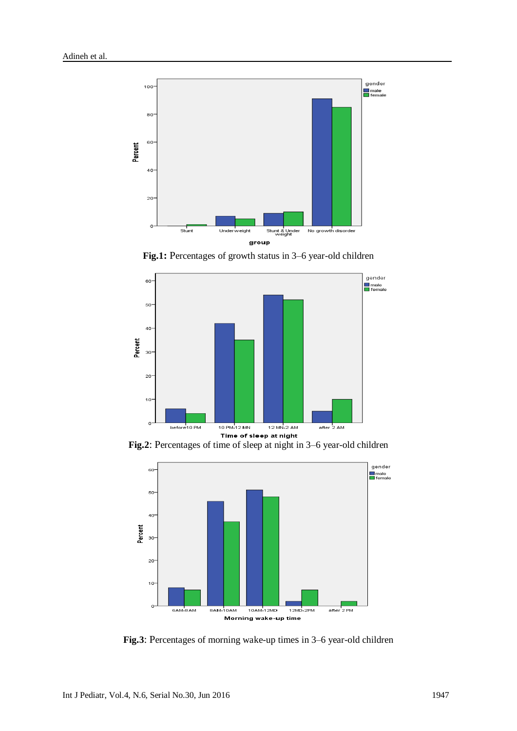**Fig.1:** Percentages of growth status in 3–6 year-old children

**Fig.2**: Percentages of time of sleep at night in 3–6 year-old children

**Fig.3**: Percentages of morning wake-up times in 3–6 year-old children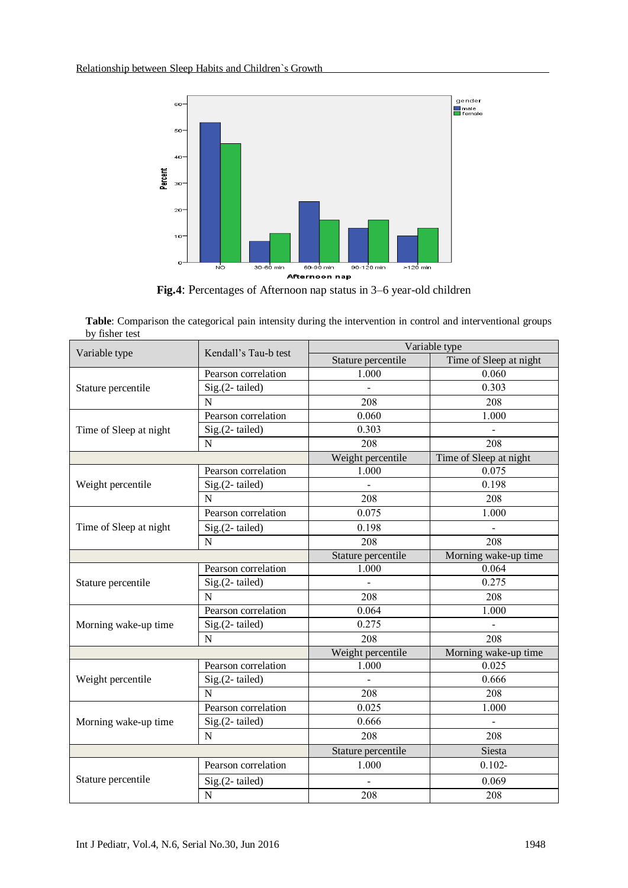**Fig.4**: Percentages of Afternoon nap status in 3–6 year-old children

**Table**: Comparison the categorical pain intensity during the intervention in control and interventional groups by fisher test

| Variable type | Kendall's Tau-b test | Variable type | |
|---|---|---|---|
| | | Stature percentile | Time of Sleep at night |
| Stature percentile | Pearson correlation | 1.000 | 0.060 |
| | Sig.(2- tailed) | - | 0.303 |
| | N | 208 | 208 |
| Time of Sleep at night | Pearson correlation | 0.060 | 1.000 |
| | Sig.(2- tailed) | 0.303 | - |
| | N | 208 | 208 |
| | | Weight percentile | Time of Sleep at night |
| Weight percentile | Pearson correlation | 1.000 | 0.075 |
| | Sig.(2- tailed) | - | 0.198 |
| | N | 208 | 208 |
| Time of Sleep at night | Pearson correlation | 0.075 | 1.000 |
| | Sig.(2- tailed) | 0.198 | - |
| | N | 208 | 208 |
| | | Stature percentile | Morning wake-up time |
| Stature percentile | Pearson correlation | 1.000 | 0.064 |
| | Sig.(2- tailed) | - | 0.275 |
| | N | 208 | 208 |
| Morning wake-up time | Pearson correlation | 0.064 | 1.000 |
| | Sig.(2- tailed) | 0.275 | - |
| | N | 208 | 208 |
| | | Weight percentile | Morning wake-up time |
| Weight percentile | Pearson correlation | 1.000 | 0.025 |
| | Sig.(2- tailed) | - | 0.666 |
| | N | 208 | 208 |
| Morning wake-up time | Pearson correlation | 0.025 | 1.000 |
| | Sig.(2- tailed) | 0.666 | - |
| | N | 208 | 208 |
| | | Stature percentile | Siesta |
| Stature percentile | Pearson correlation | 1.000 | 0.102- |
| | Sig.(2- tailed) | - | 0.069 |
| | N | 208 | 208 |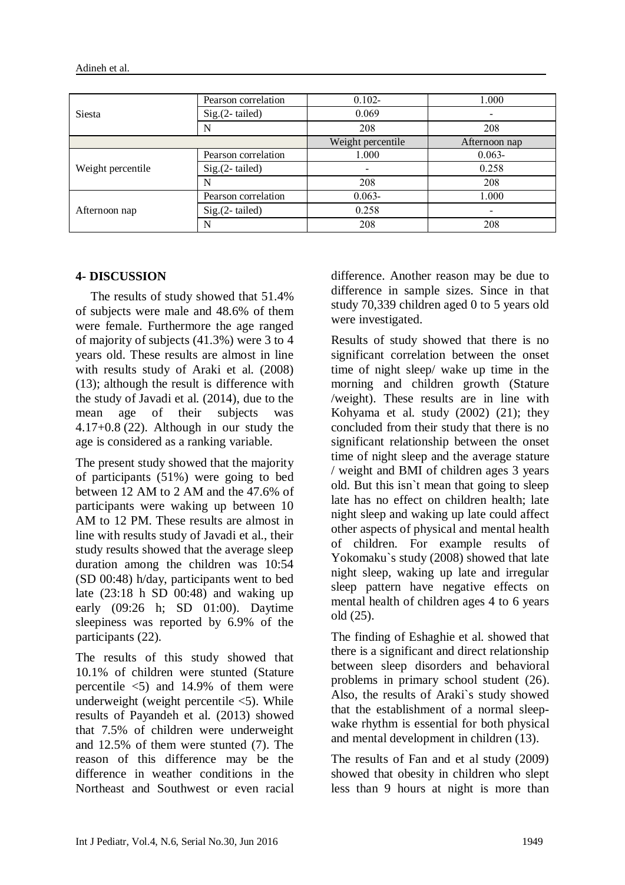| | | | |
|---|---|---|---|
| Siesta | Pearson correlation | 0.102- | 1.000 |
| | Sig.(2- tailed) | 0.069 | - |
| | N | 208 | 208 |
| | | Weight percentile | Afternoon nap |
| Weight percentile | Pearson correlation | 1.000 | 0.063- |
| | Sig.(2- tailed) | - | 0.258 |
| | N | 208 | 208 |
| Afternoon nap | Pearson correlation | 0.063- | 1.000 |
| | Sig.(2- tailed) | 0.258 | - |
| | N | 208 | 208 |

## 4- DISCUSSION

The results of study showed that 51.4% of subjects were male and 48.6% of them were female. Furthermore the age ranged of majority of subjects (41.3%) were 3 to 4 years old. These results are almost in line with results study of Araki et al. (2008) (13); although the result is difference with the study of Javadi et al. (2014), due to the mean age of their subjects was 4.17+0.8 (22). Although in our study the age is considered as a ranking variable.

The present study showed that the majority of participants (51%) were going to bed between 12 AM to 2 AM and the 47.6% of participants were waking up between 10 AM to 12 PM. These results are almost in line with results study of Javadi et al., their study results showed that the average sleep duration among the children was 10:54 (SD 00:48) h/day, participants went to bed late (23:18 h SD 00:48) and waking up early (09:26 h; SD 01:00). Daytime sleepiness was reported by 6.9% of the participants (22).

The results of this study showed that 10.1% of children were stunted (Stature percentile <5) and 14.9% of them were underweight (weight percentile <5). While results of Payandeh et al. (2013) showed that 7.5% of children were underweight and 12.5% of them were stunted (7). The reason of this difference may be the difference in weather conditions in the Northeast and Southwest or even racial difference. Another reason may be due to difference in sample sizes. Since in that study 70,339 children aged 0 to 5 years old were investigated.

Results of study showed that there is no significant correlation between the onset time of night sleep/ wake up time in the morning and children growth (Stature /weight). These results are in line with Kohyama et al. study (2002) (21); they concluded from their study that there is no significant relationship between the onset time of night sleep and the average stature / weight and BMI of children ages 3 years old. But this isn`t mean that going to sleep late has no effect on children health; late night sleep and waking up late could affect other aspects of physical and mental health of children. For example results of Yokomaku`s study (2008) showed that late night sleep, waking up late and irregular sleep pattern have negative effects on mental health of children ages 4 to 6 years old (25).

The finding of Eshaghie et al. showed that there is a significant and direct relationship between sleep disorders and behavioral problems in primary school student (26). Also, the results of Araki`s study showed that the establishment of a normal sleep-wake rhythm is essential for both physical and mental development in children (13).

The results of Fan and et al study (2009) showed that obesity in children who slept less than 9 hours at night is more than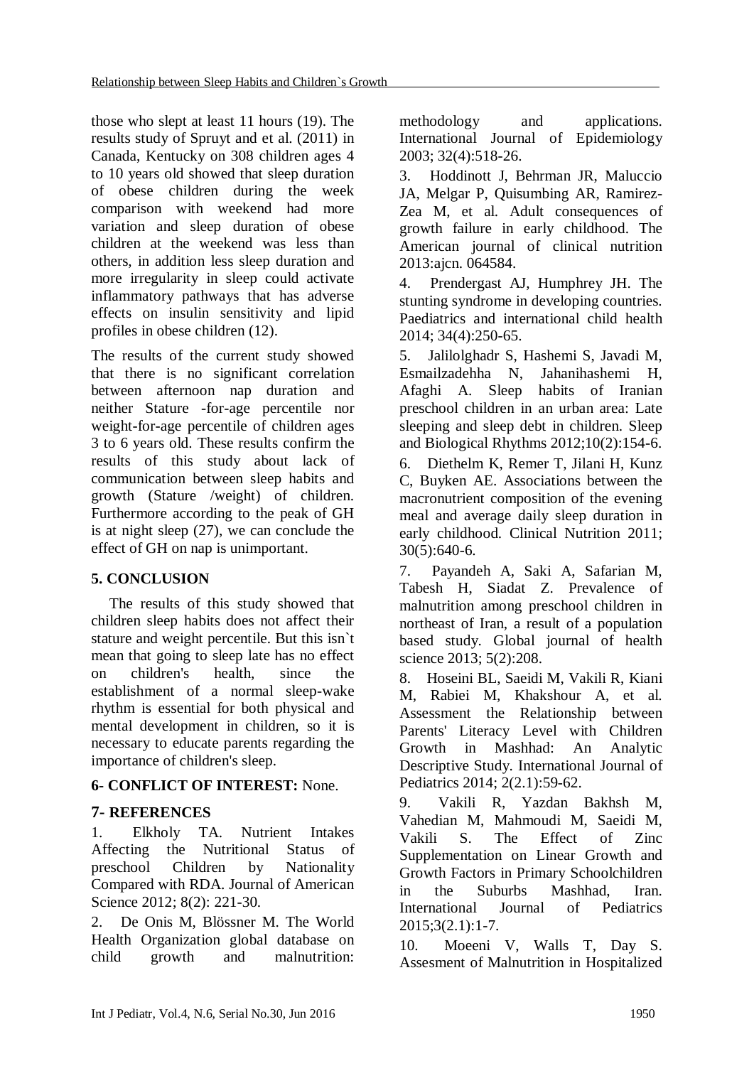those who slept at least 11 hours (19). The results study of Spruyt and et al. (2011) in Canada, Kentucky on 308 children ages 4 to 10 years old showed that sleep duration of obese children during the week comparison with weekend had more variation and sleep duration of obese children at the weekend was less than others, in addition less sleep duration and more irregularity in sleep could activate inflammatory pathways that has adverse effects on insulin sensitivity and lipid profiles in obese children (12).

The results of the current study showed that there is no significant correlation between afternoon nap duration and neither Stature -for-age percentile nor weight-for-age percentile of children ages 3 to 6 years old. These results confirm the results of this study about lack of communication between sleep habits and growth (Stature /weight) of children. Furthermore according to the peak of GH is at night sleep (27), we can conclude the effect of GH on nap is unimportant.

## 5. CONCLUSION

The results of this study showed that children sleep habits does not affect their stature and weight percentile. But this isn`t mean that going to sleep late has no effect on children's health, since the establishment of a normal sleep-wake rhythm is essential for both physical and mental development in children, so it is necessary to educate parents regarding the importance of children's sleep.

## 6- CONFLICT OF INTEREST: None.

## 7- REFERENCES

1. Elkholy TA. Nutrient Intakes Affecting the Nutritional Status of preschool Children by Nationality Compared with RDA. Journal of American Science 2012; 8(2): 221-30.

2. De Onis M, Blössner M. The World Health Organization global database on child growth and malnutrition: methodology and applications. International Journal of Epidemiology 2003; 32(4):518-26.

3. Hoddinott J, Behrman JR, Maluccio JA, Melgar P, Quisumbing AR, Ramirez-Zea M, et al. Adult consequences of growth failure in early childhood. The American journal of clinical nutrition 2013:ajcn. 064584.

4. Prendergast AJ, Humphrey JH. The stunting syndrome in developing countries. Paediatrics and international child health 2014; 34(4):250-65.

5. Jalilolghadr S, Hashemi S, Javadi M, Esmailzadehha N, Jahanihashemi H, Afaghi A. Sleep habits of Iranian preschool children in an urban area: Late sleeping and sleep debt in children. Sleep and Biological Rhythms 2012;10(2):154-6.

6. Diethelm K, Remer T, Jilani H, Kunz C, Buyken AE. Associations between the macronutrient composition of the evening meal and average daily sleep duration in early childhood. Clinical Nutrition 2011; 30(5):640-6.

7. Payandeh A, Saki A, Safarian M, Tabesh H, Siadat Z. Prevalence of malnutrition among preschool children in northeast of Iran, a result of a population based study. Global journal of health science 2013; 5(2):208.

8. Hoseini BL, Saeidi M, Vakili R, Kiani M, Rabiei M, Khakshour A, et al. Assessment the Relationship between Parents' Literacy Level with Children Growth in Mashhad: An Analytic Descriptive Study. International Journal of Pediatrics 2014; 2(2.1):59-62.

9. Vakili R, Yazdan Bakhsh M, Vahedian M, Mahmoudi M, Saeidi M, Vakili S. The Effect of Zinc Supplementation on Linear Growth and Growth Factors in Primary Schoolchildren in the Suburbs Mashhad, Iran. International Journal of Pediatrics 2015;3(2.1):1-7.

10. Moeeni V, Walls T, Day S. Assesment of Malnutrition in Hospitalized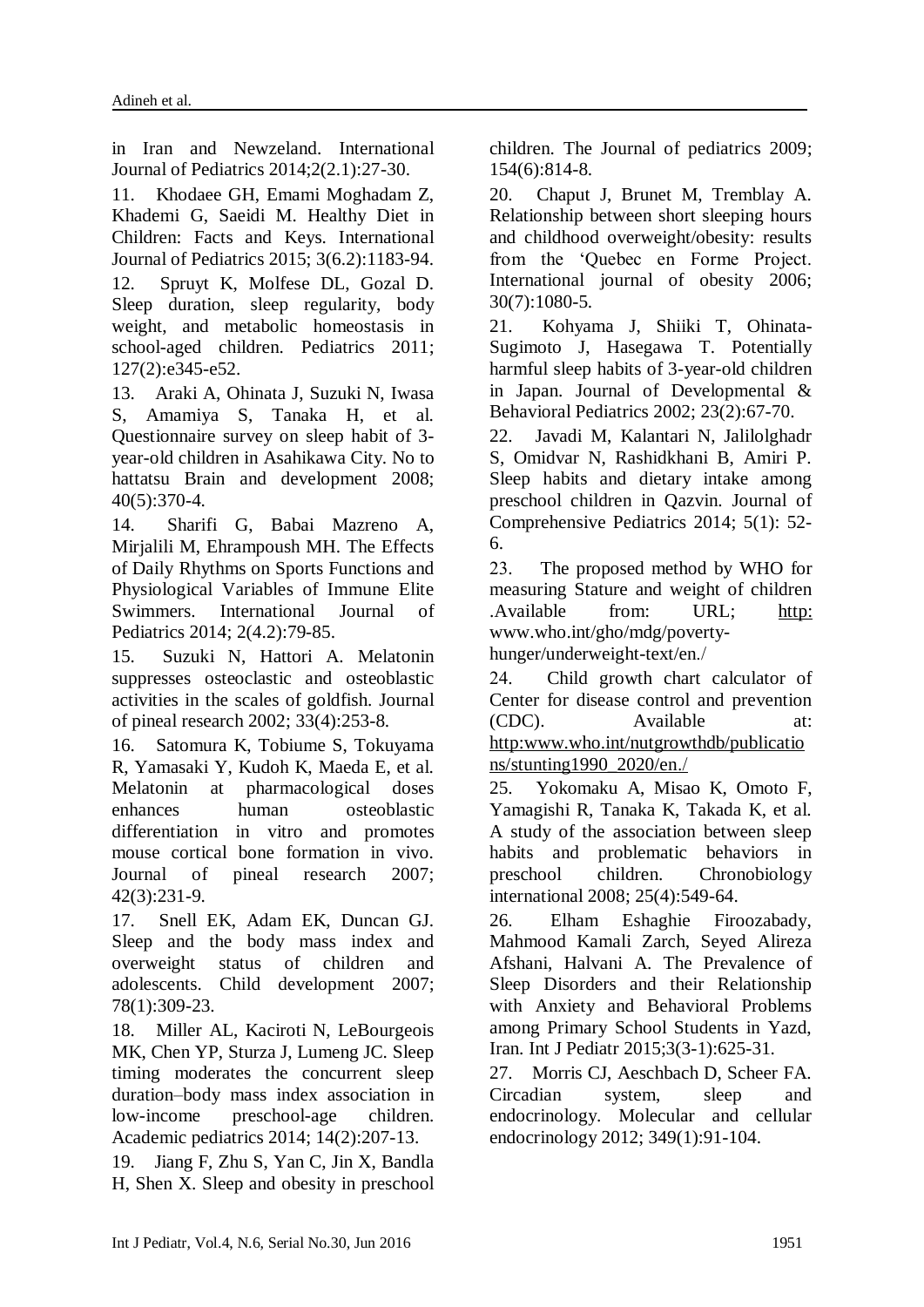in Iran and Newzeland. International Journal of Pediatrics 2014;2(2.1):27-30.

11. Khodaee GH, Emami Moghadam Z, Khademi G, Saeidi M. Healthy Diet in Children: Facts and Keys. International Journal of Pediatrics 2015; 3(6.2):1183-94.

12. Spruyt K, Molfese DL, Gozal D. Sleep duration, sleep regularity, body weight, and metabolic homeostasis in school-aged children. Pediatrics 2011; 127(2):e345-e52.

13. Araki A, Ohinata J, Suzuki N, Iwasa S, Amamiya S, Tanaka H, et al. Questionnaire survey on sleep habit of 3-year-old children in Asahikawa City. No to hattatsu Brain and development 2008; 40(5):370-4.

14. Sharifi G, Babai Mazreno A, Mirjalili M, Ehrampoush MH. The Effects of Daily Rhythms on Sports Functions and Physiological Variables of Immune Elite Swimmers. International Journal of Pediatrics 2014; 2(4.2):79-85.

15. Suzuki N, Hattori A. Melatonin suppresses osteoclastic and osteoblastic activities in the scales of goldfish. Journal of pineal research 2002; 33(4):253-8.

16. Satomura K, Tobiume S, Tokuyama R, Yamasaki Y, Kudoh K, Maeda E, et al. Melatonin at pharmacological doses enhances human osteoblastic differentiation in vitro and promotes mouse cortical bone formation in vivo. Journal of pineal research 2007; 42(3):231-9.

17. Snell EK, Adam EK, Duncan GJ. Sleep and the body mass index and overweight status of children and adolescents. Child development 2007; 78(1):309-23.

18. Miller AL, Kaciroti N, LeBourgeois MK, Chen YP, Sturza J, Lumeng JC. Sleep timing moderates the concurrent sleep duration–body mass index association in low-income preschool-age children. Academic pediatrics 2014; 14(2):207-13.

19. Jiang F, Zhu S, Yan C, Jin X, Bandla H, Shen X. Sleep and obesity in preschool children. The Journal of pediatrics 2009; 154(6):814-8.

20. Chaput J, Brunet M, Tremblay A. Relationship between short sleeping hours and childhood overweight/obesity: results from the 'Quebec en Forme Project. International journal of obesity 2006; 30(7):1080-5.

21. Kohyama J, Shiiki T, Ohinata-Sugimoto J, Hasegawa T. Potentially harmful sleep habits of 3-year-old children in Japan. Journal of Developmental & Behavioral Pediatrics 2002; 23(2):67-70.

22. Javadi M, Kalantari N, Jalilolghadr S, Omidvar N, Rashidkhani B, Amiri P. Sleep habits and dietary intake among preschool children in Qazvin. Journal of Comprehensive Pediatrics 2014; 5(1): 52-6.

23. The proposed method by WHO for measuring Stature and weight of children .Available from: URL; http: www.who.int/gho/mdg/poverty-hunger/underweight-text/en./

24. Child growth chart calculator of Center for disease control and prevention (CDC). Available at: http:www.who.int/nutgrowthdb/publications/stunting1990_2020/en./

25. Yokomaku A, Misao K, Omoto F, Yamagishi R, Tanaka K, Takada K, et al. A study of the association between sleep habits and problematic behaviors in preschool children. Chronobiology international 2008; 25(4):549-64.

26. Elham Eshaghie Firoozabady, Mahmood Kamali Zarch, Seyed Alireza Afshani, Halvani A. The Prevalence of Sleep Disorders and their Relationship with Anxiety and Behavioral Problems among Primary School Students in Yazd, Iran. Int J Pediatr 2015;3(3-1):625-31.

27. Morris CJ, Aeschbach D, Scheer FA. Circadian system, sleep and endocrinology. Molecular and cellular endocrinology 2012; 349(1):91-104.